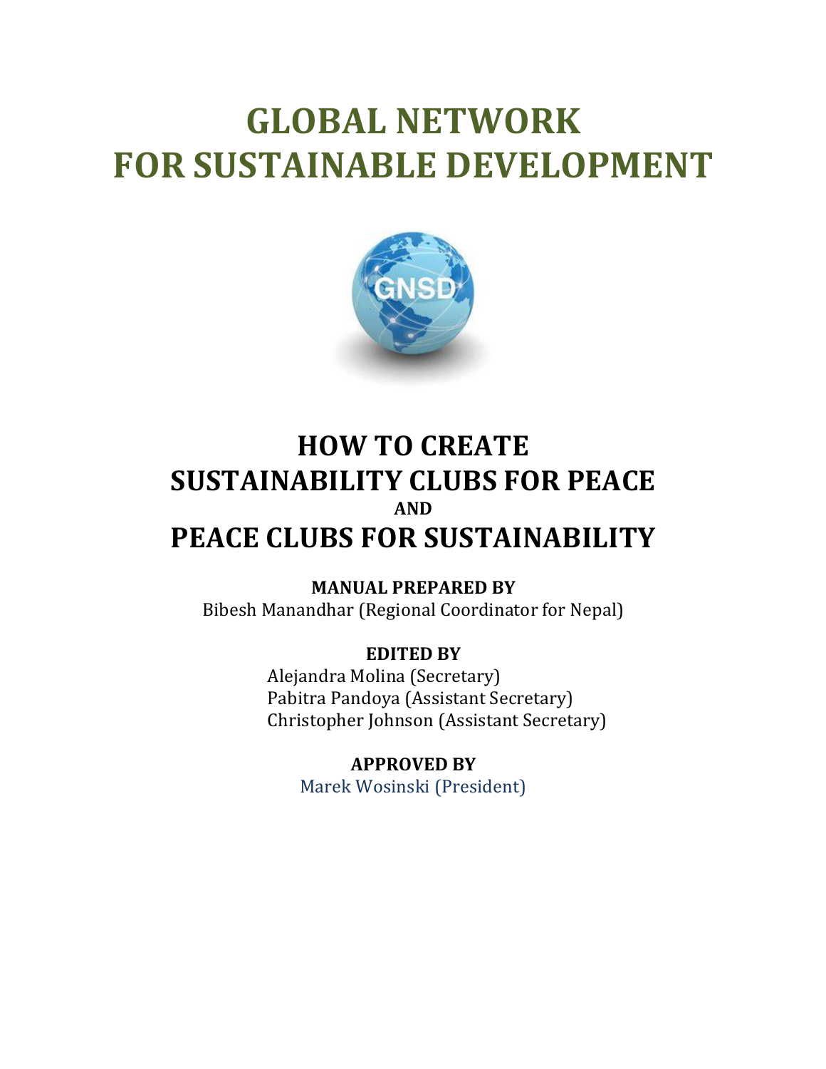# GLOBAL NETWORK FOR SUSTAINABLE DEVELOPMENT

GNSD

## HOW TO CREATE SUSTAINABILITY CLUBS FOR PEACE

**AND**

## PEACE CLUBS FOR SUSTAINABILITY

**MANUAL PREPARED BY**

Bibesh Manandhar (Regional Coordinator for Nepal)

**EDITED BY**

Alejandra Molina (Secretary)
Pabitra Pandoya (Assistant Secretary)
Christopher Johnson (Assistant Secretary)

**APPROVED BY**

Marek Wosinski (President)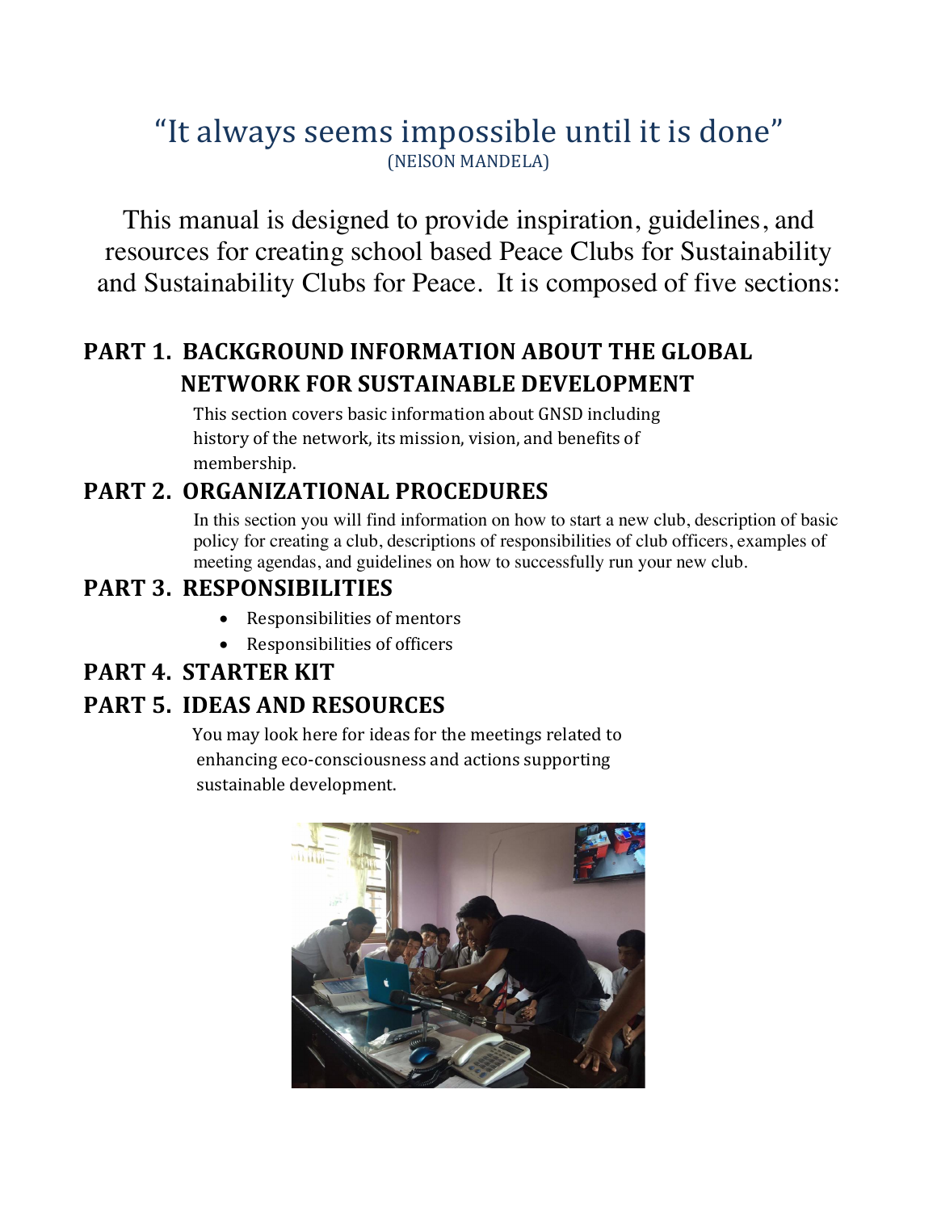“It always seems impossible until it is done”
(NElSON MANDELA)

This manual is designed to provide inspiration, guidelines, and resources for creating school based Peace Clubs for Sustainability and Sustainability Clubs for Peace. It is composed of five sections:

## PART 1. BACKGROUND INFORMATION ABOUT THE GLOBAL NETWORK FOR SUSTAINABLE DEVELOPMENT

This section covers basic information about GNSD including history of the network, its mission, vision, and benefits of membership.

## PART 2. ORGANIZATIONAL PROCEDURES

In this section you will find information on how to start a new club, description of basic policy for creating a club, descriptions of responsibilities of club officers, examples of meeting agendas, and guidelines on how to successfully run your new club.

## PART 3. RESPONSIBILITIES

- Responsibilities of mentors
- Responsibilities of officers

## PART 4. STARTER KIT

## PART 5. IDEAS AND RESOURCES

You may look here for ideas for the meetings related to enhancing eco-consciousness and actions supporting sustainable development.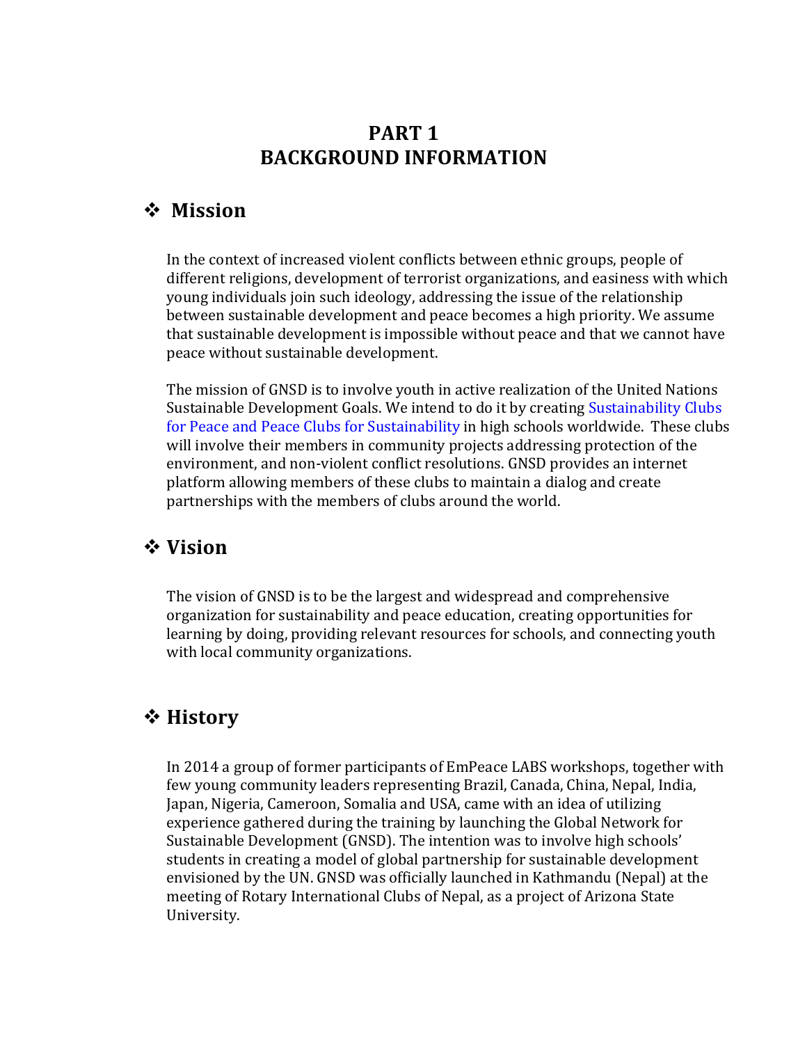# PART 1
# BACKGROUND INFORMATION

## ❖ Mission

In the context of increased violent conflicts between ethnic groups, people of different religions, development of terrorist organizations, and easiness with which young individuals join such ideology, addressing the issue of the relationship between sustainable development and peace becomes a high priority. We assume that sustainable development is impossible without peace and that we cannot have peace without sustainable development.

The mission of GNSD is to involve youth in active realization of the United Nations Sustainable Development Goals. We intend to do it by creating Sustainability Clubs for Peace and Peace Clubs for Sustainability in high schools worldwide. These clubs will involve their members in community projects addressing protection of the environment, and non-violent conflict resolutions. GNSD provides an internet platform allowing members of these clubs to maintain a dialog and create partnerships with the members of clubs around the world.

## ❖ Vision

The vision of GNSD is to be the largest and widespread and comprehensive organization for sustainability and peace education, creating opportunities for learning by doing, providing relevant resources for schools, and connecting youth with local community organizations.

## ❖ History

In 2014 a group of former participants of EmPeace LABS workshops, together with few young community leaders representing Brazil, Canada, China, Nepal, India, Japan, Nigeria, Cameroon, Somalia and USA, came with an idea of utilizing experience gathered during the training by launching the Global Network for Sustainable Development (GNSD). The intention was to involve high schools' students in creating a model of global partnership for sustainable development envisioned by the UN. GNSD was officially launched in Kathmandu (Nepal) at the meeting of Rotary International Clubs of Nepal, as a project of Arizona State University.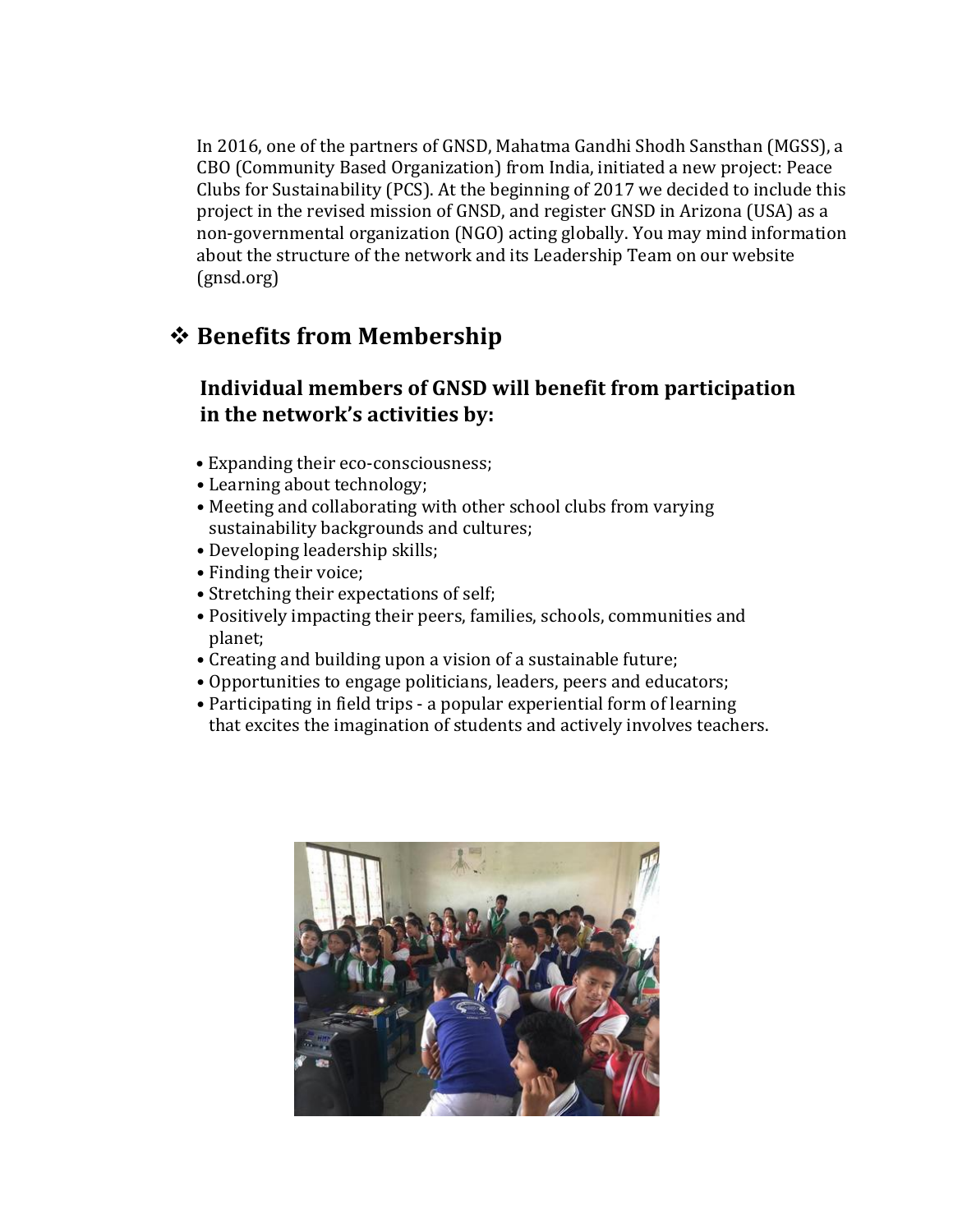In 2016, one of the partners of GNSD, Mahatma Gandhi Shodh Sansthan (MGSS), a CBO (Community Based Organization) from India, initiated a new project: Peace Clubs for Sustainability (PCS). At the beginning of 2017 we decided to include this project in the revised mission of GNSD, and register GNSD in Arizona (USA) as a non-governmental organization (NGO) acting globally. You may mind information about the structure of the network and its Leadership Team on our website (gnsd.org)

## ❖ Benefits from Membership

### Individual members of GNSD will benefit from participation in the network's activities by:

- Expanding their eco-consciousness;
- Learning about technology;
- Meeting and collaborating with other school clubs from varying sustainability backgrounds and cultures;
- Developing leadership skills;
- Finding their voice;
- Stretching their expectations of self;
- Positively impacting their peers, families, schools, communities and planet;
- Creating and building upon a vision of a sustainable future;
- Opportunities to engage politicians, leaders, peers and educators;
- Participating in field trips - a popular experiential form of learning that excites the imagination of students and actively involves teachers.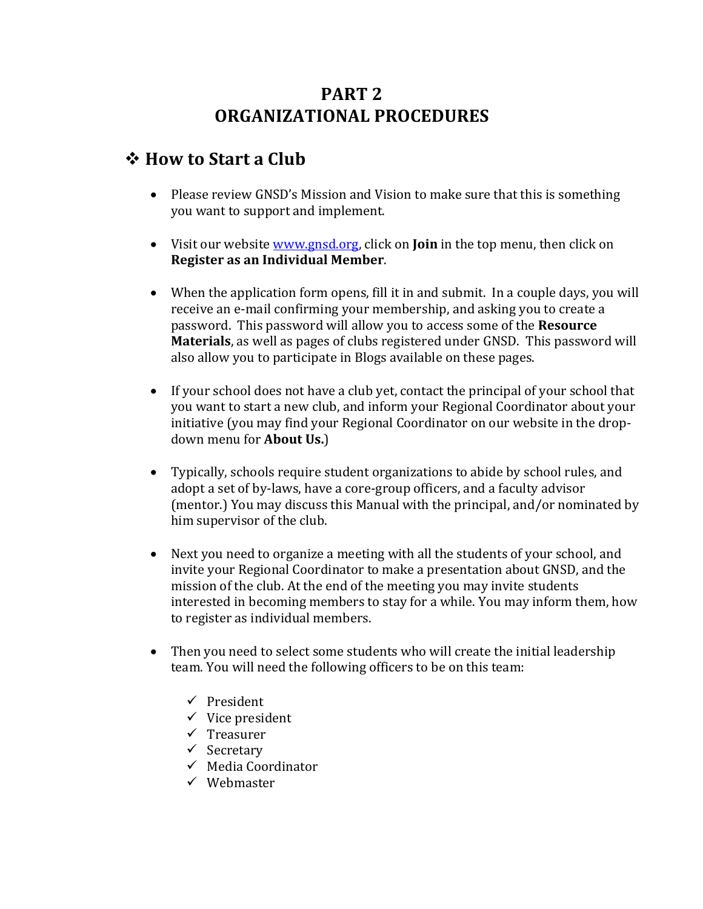# PART 2
# ORGANIZATIONAL PROCEDURES

## ❖ How to Start a Club

- Please review GNSD's Mission and Vision to make sure that this is something you want to support and implement.

- Visit our website [www.gnsd.org](http://www.gnsd.org), click on **Join** in the top menu, then click on **Register as an Individual Member**.

- When the application form opens, fill it in and submit. In a couple days, you will receive an e-mail confirming your membership, and asking you to create a password. This password will allow you to access some of the **Resource Materials**, as well as pages of clubs registered under GNSD. This password will also allow you to participate in Blogs available on these pages.

- If your school does not have a club yet, contact the principal of your school that you want to start a new club, and inform your Regional Coordinator about your initiative (you may find your Regional Coordinator on our website in the drop-down menu for **About Us.**)

- Typically, schools require student organizations to abide by school rules, and adopt a set of by-laws, have a core-group officers, and a faculty advisor (mentor.) You may discuss this Manual with the principal, and/or nominated by him supervisor of the club.

- Next you need to organize a meeting with all the students of your school, and invite your Regional Coordinator to make a presentation about GNSD, and the mission of the club. At the end of the meeting you may invite students interested in becoming members to stay for a while. You may inform them, how to register as individual members.

- Then you need to select some students who will create the initial leadership team. You will need the following officers to be on this team:
  - ✓ President
  - ✓ Vice president
  - ✓ Treasurer
  - ✓ Secretary
  - ✓ Media Coordinator
  - ✓ Webmaster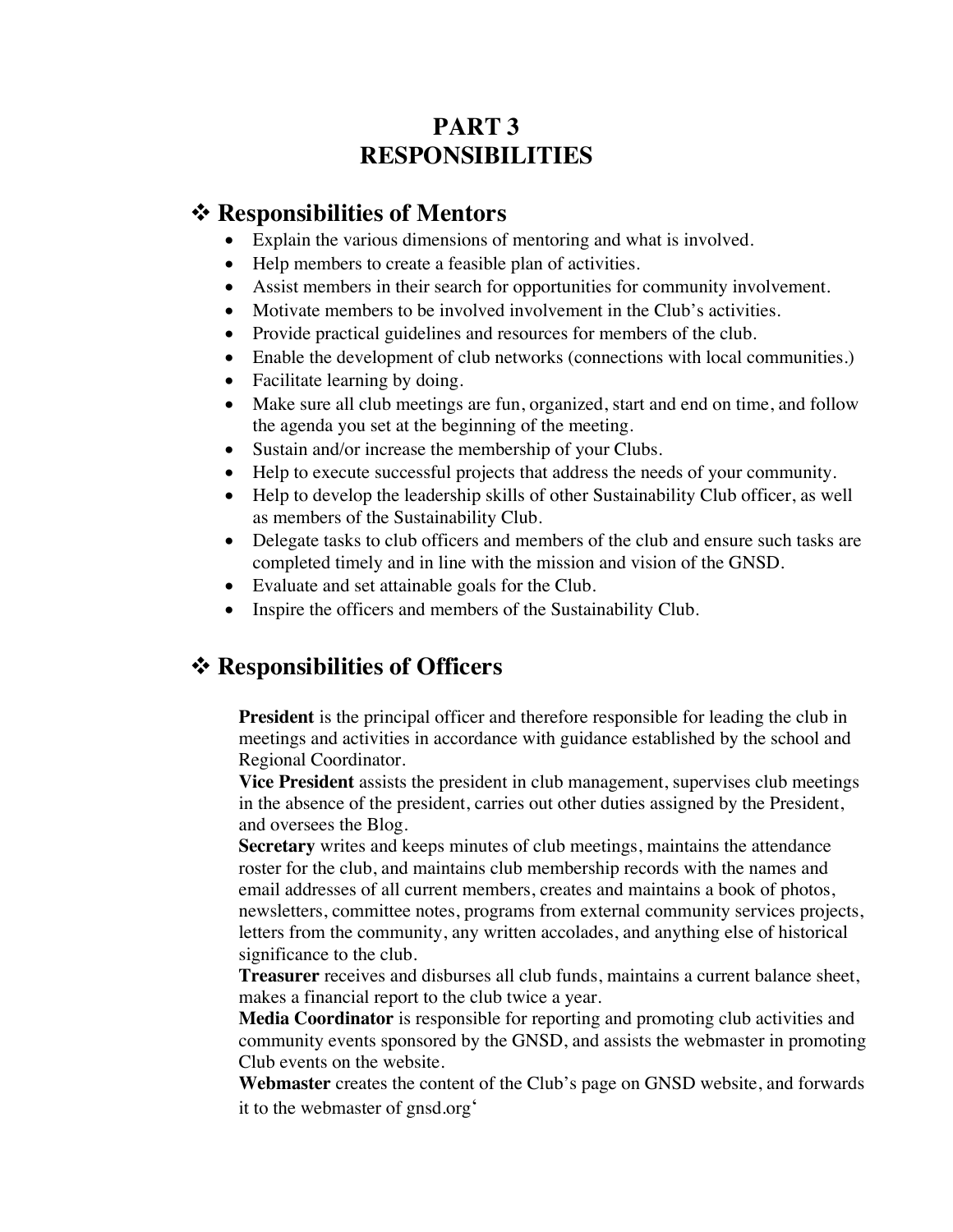# PART 3
# RESPONSIBILITIES

## ❖ Responsibilities of Mentors

- Explain the various dimensions of mentoring and what is involved.
- Help members to create a feasible plan of activities.
- Assist members in their search for opportunities for community involvement.
- Motivate members to be involved involvement in the Club's activities.
- Provide practical guidelines and resources for members of the club.
- Enable the development of club networks (connections with local communities.)
- Facilitate learning by doing.
- Make sure all club meetings are fun, organized, start and end on time, and follow the agenda you set at the beginning of the meeting.
- Sustain and/or increase the membership of your Clubs.
- Help to execute successful projects that address the needs of your community.
- Help to develop the leadership skills of other Sustainability Club officer, as well as members of the Sustainability Club.
- Delegate tasks to club officers and members of the club and ensure such tasks are completed timely and in line with the mission and vision of the GNSD.
- Evaluate and set attainable goals for the Club.
- Inspire the officers and members of the Sustainability Club.

## ❖ Responsibilities of Officers

**President** is the principal officer and therefore responsible for leading the club in meetings and activities in accordance with guidance established by the school and Regional Coordinator.

**Vice President** assists the president in club management, supervises club meetings in the absence of the president, carries out other duties assigned by the President, and oversees the Blog.

**Secretary** writes and keeps minutes of club meetings, maintains the attendance roster for the club, and maintains club membership records with the names and email addresses of all current members, creates and maintains a book of photos, newsletters, committee notes, programs from external community services projects, letters from the community, any written accolades, and anything else of historical significance to the club.

**Treasurer** receives and disburses all club funds, maintains a current balance sheet, makes a financial report to the club twice a year.

**Media Coordinator** is responsible for reporting and promoting club activities and community events sponsored by the GNSD, and assists the webmaster in promoting Club events on the website.

**Webmaster** creates the content of the Club's page on GNSD website, and forwards it to the webmaster of gnsd.org'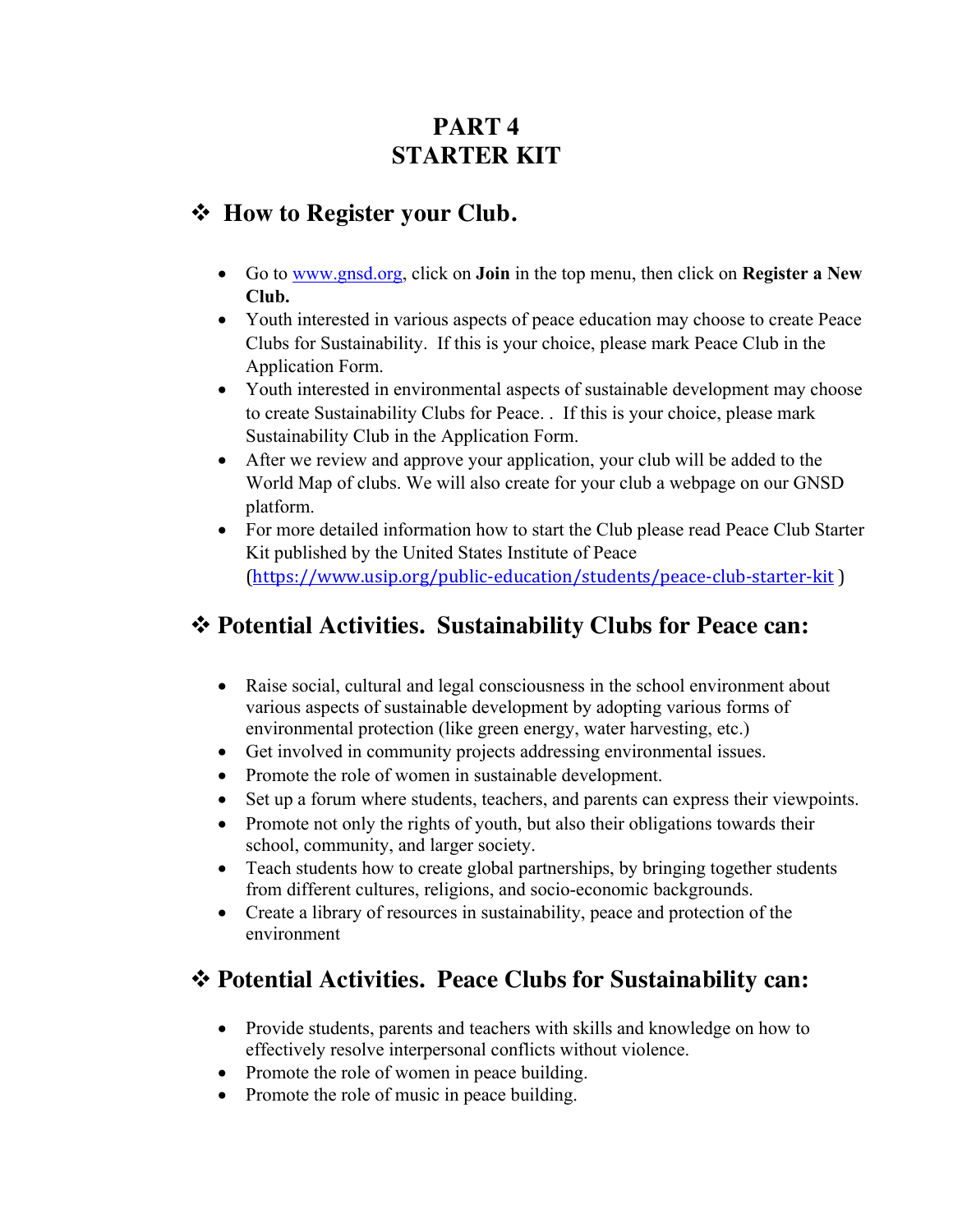# PART 4
# STARTER KIT

## ❖ How to Register your Club.

- Go to www.gnsd.org, click on **Join** in the top menu, then click on **Register a New Club.**
- Youth interested in various aspects of peace education may choose to create Peace Clubs for Sustainability. If this is your choice, please mark Peace Club in the Application Form.
- Youth interested in environmental aspects of sustainable development may choose to create Sustainability Clubs for Peace. . If this is your choice, please mark Sustainability Club in the Application Form.
- After we review and approve your application, your club will be added to the World Map of clubs. We will also create for your club a webpage on our GNSD platform.
- For more detailed information how to start the Club please read Peace Club Starter Kit published by the United States Institute of Peace (https://www.usip.org/public-education/students/peace-club-starter-kit )

## ❖ Potential Activities. Sustainability Clubs for Peace can:

- Raise social, cultural and legal consciousness in the school environment about various aspects of sustainable development by adopting various forms of environmental protection (like green energy, water harvesting, etc.)
- Get involved in community projects addressing environmental issues.
- Promote the role of women in sustainable development.
- Set up a forum where students, teachers, and parents can express their viewpoints.
- Promote not only the rights of youth, but also their obligations towards their school, community, and larger society.
- Teach students how to create global partnerships, by bringing together students from different cultures, religions, and socio-economic backgrounds.
- Create a library of resources in sustainability, peace and protection of the environment

## ❖ Potential Activities. Peace Clubs for Sustainability can:

- Provide students, parents and teachers with skills and knowledge on how to effectively resolve interpersonal conflicts without violence.
- Promote the role of women in peace building.
- Promote the role of music in peace building.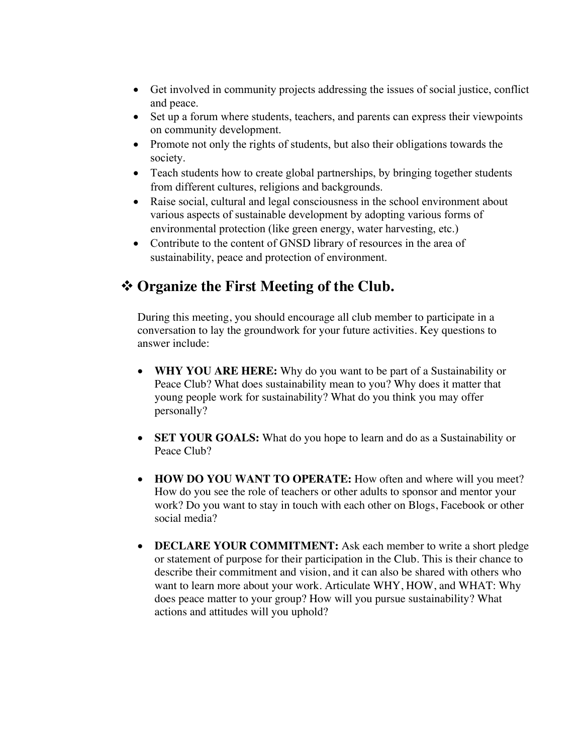- Get involved in community projects addressing the issues of social justice, conflict and peace.
- Set up a forum where students, teachers, and parents can express their viewpoints on community development.
- Promote not only the rights of students, but also their obligations towards the society.
- Teach students how to create global partnerships, by bringing together students from different cultures, religions and backgrounds.
- Raise social, cultural and legal consciousness in the school environment about various aspects of sustainable development by adopting various forms of environmental protection (like green energy, water harvesting, etc.)
- Contribute to the content of GNSD library of resources in the area of sustainability, peace and protection of environment.

## ❖ Organize the First Meeting of the Club.

During this meeting, you should encourage all club member to participate in a conversation to lay the groundwork for your future activities. Key questions to answer include:

- **WHY YOU ARE HERE:** Why do you want to be part of a Sustainability or Peace Club? What does sustainability mean to you? Why does it matter that young people work for sustainability? What do you think you may offer personally?

- **SET YOUR GOALS:** What do you hope to learn and do as a Sustainability or Peace Club?

- **HOW DO YOU WANT TO OPERATE:** How often and where will you meet? How do you see the role of teachers or other adults to sponsor and mentor your work? Do you want to stay in touch with each other on Blogs, Facebook or other social media?

- **DECLARE YOUR COMMITMENT:** Ask each member to write a short pledge or statement of purpose for their participation in the Club. This is their chance to describe their commitment and vision, and it can also be shared with others who want to learn more about your work. Articulate WHY, HOW, and WHAT: Why does peace matter to your group? How will you pursue sustainability? What actions and attitudes will you uphold?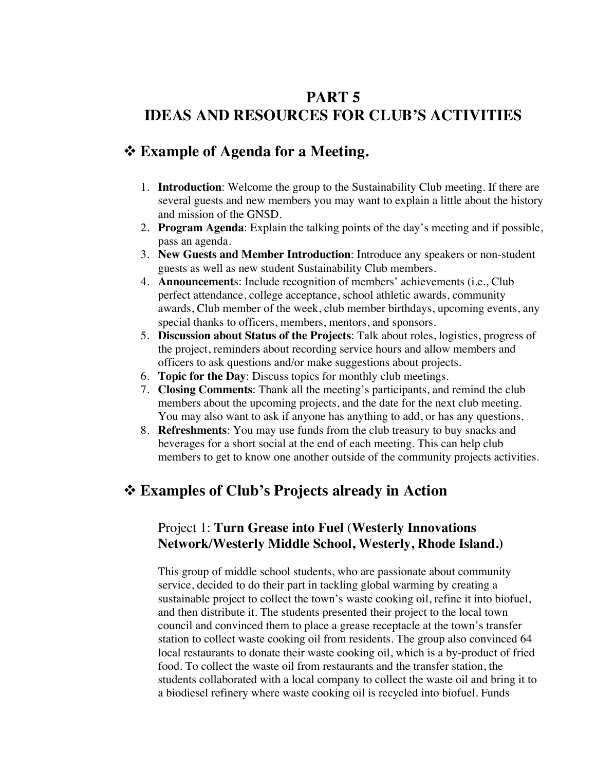# PART 5
# IDEAS AND RESOURCES FOR CLUB'S ACTIVITIES

## ❖ Example of Agenda for a Meeting.

1. **Introduction**: Welcome the group to the Sustainability Club meeting. If there are several guests and new members you may want to explain a little about the history and mission of the GNSD.
2. **Program Agenda**: Explain the talking points of the day's meeting and if possible, pass an agenda.
3. **New Guests and Member Introduction**: Introduce any speakers or non-student guests as well as new student Sustainability Club members.
4. **Announcement**s: Include recognition of members' achievements (i.e., Club perfect attendance, college acceptance, school athletic awards, community awards, Club member of the week, club member birthdays, upcoming events, any special thanks to officers, members, mentors, and sponsors.
5. **Discussion about Status of the Projects**: Talk about roles, logistics, progress of the project, reminders about recording service hours and allow members and officers to ask questions and/or make suggestions about projects.
6. **Topic for the Day**: Discuss topics for monthly club meetings.
7. **Closing Comments**: Thank all the meeting's participants, and remind the club members about the upcoming projects, and the date for the next club meeting. You may also want to ask if anyone has anything to add, or has any questions.
8. **Refreshments**: You may use funds from the club treasury to buy snacks and beverages for a short social at the end of each meeting. This can help club members to get to know one another outside of the community projects activities.

## ❖ Examples of Club's Projects already in Action

### Project 1: **Turn Grease into Fuel** (**Westerly Innovations Network/Westerly Middle School, Westerly, Rhode Island.**)

This group of middle school students, who are passionate about community service, decided to do their part in tackling global warming by creating a sustainable project to collect the town's waste cooking oil, refine it into biofuel, and then distribute it. The students presented their project to the local town council and convinced them to place a grease receptacle at the town's transfer station to collect waste cooking oil from residents. The group also convinced 64 local restaurants to donate their waste cooking oil, which is a by-product of fried food. To collect the waste oil from restaurants and the transfer station, the students collaborated with a local company to collect the waste oil and bring it to a biodiesel refinery where waste cooking oil is recycled into biofuel. Funds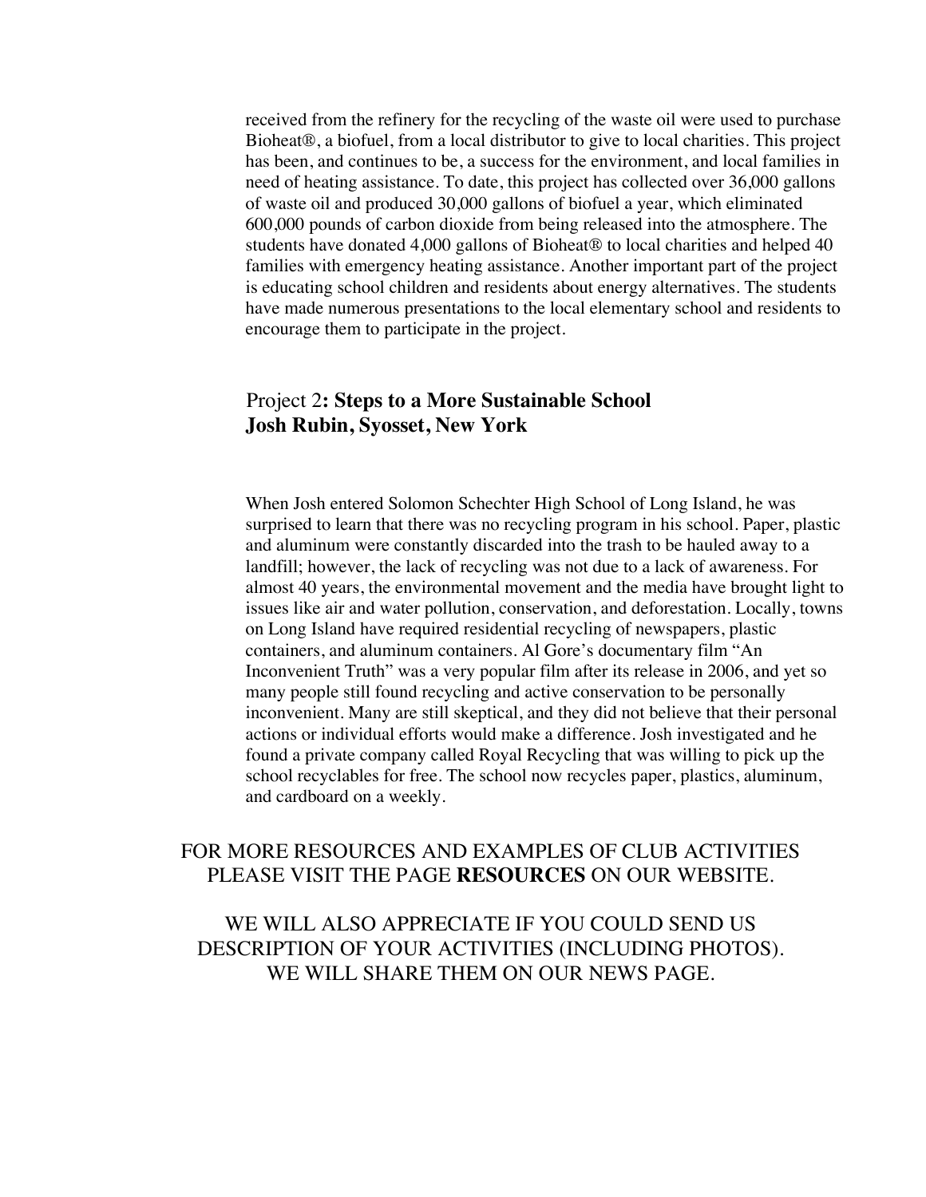received from the refinery for the recycling of the waste oil were used to purchase Bioheat®, a biofuel, from a local distributor to give to local charities. This project has been, and continues to be, a success for the environment, and local families in need of heating assistance. To date, this project has collected over 36,000 gallons of waste oil and produced 30,000 gallons of biofuel a year, which eliminated 600,000 pounds of carbon dioxide from being released into the atmosphere. The students have donated 4,000 gallons of Bioheat® to local charities and helped 40 families with emergency heating assistance. Another important part of the project is educating school children and residents about energy alternatives. The students have made numerous presentations to the local elementary school and residents to encourage them to participate in the project.

### Project 2**: Steps to a More Sustainable School**
### **Josh Rubin, Syosset, New York**

When Josh entered Solomon Schechter High School of Long Island, he was surprised to learn that there was no recycling program in his school. Paper, plastic and aluminum were constantly discarded into the trash to be hauled away to a landfill; however, the lack of recycling was not due to a lack of awareness. For almost 40 years, the environmental movement and the media have brought light to issues like air and water pollution, conservation, and deforestation. Locally, towns on Long Island have required residential recycling of newspapers, plastic containers, and aluminum containers. Al Gore's documentary film "An Inconvenient Truth" was a very popular film after its release in 2006, and yet so many people still found recycling and active conservation to be personally inconvenient. Many are still skeptical, and they did not believe that their personal actions or individual efforts would make a difference. Josh investigated and he found a private company called Royal Recycling that was willing to pick up the school recyclables for free. The school now recycles paper, plastics, aluminum, and cardboard on a weekly.

FOR MORE RESOURCES AND EXAMPLES OF CLUB ACTIVITIES PLEASE VISIT THE PAGE **RESOURCES** ON OUR WEBSITE.

WE WILL ALSO APPRECIATE IF YOU COULD SEND US DESCRIPTION OF YOUR ACTIVITIES (INCLUDING PHOTOS). WE WILL SHARE THEM ON OUR NEWS PAGE.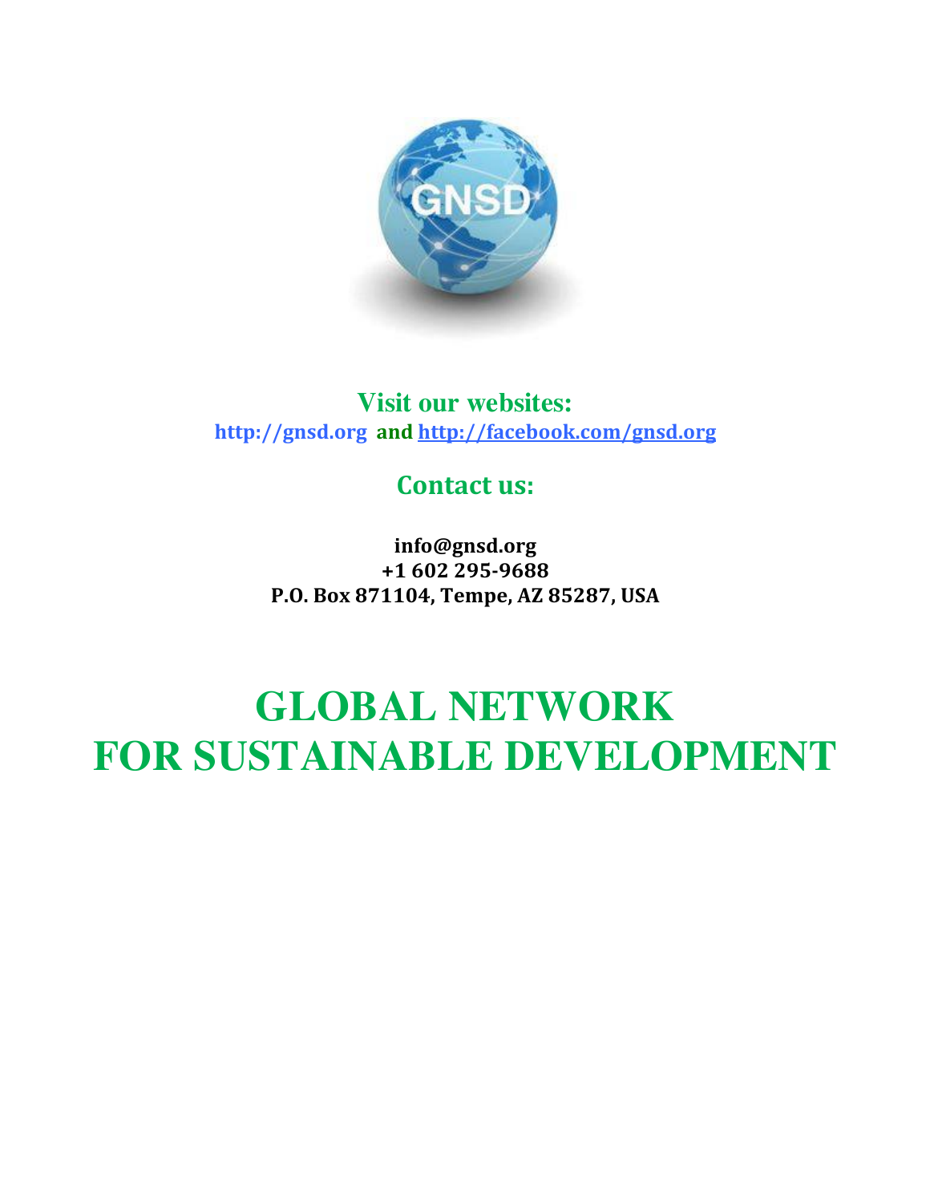**Visit our websites:**
**http://gnsd.org and http://facebook.com/gnsd.org**

**Contact us:**

**info@gnsd.org**
**+1 602 295-9688**
**P.O. Box 871104, Tempe, AZ 85287, USA**

# GLOBAL NETWORK FOR SUSTAINABLE DEVELOPMENT